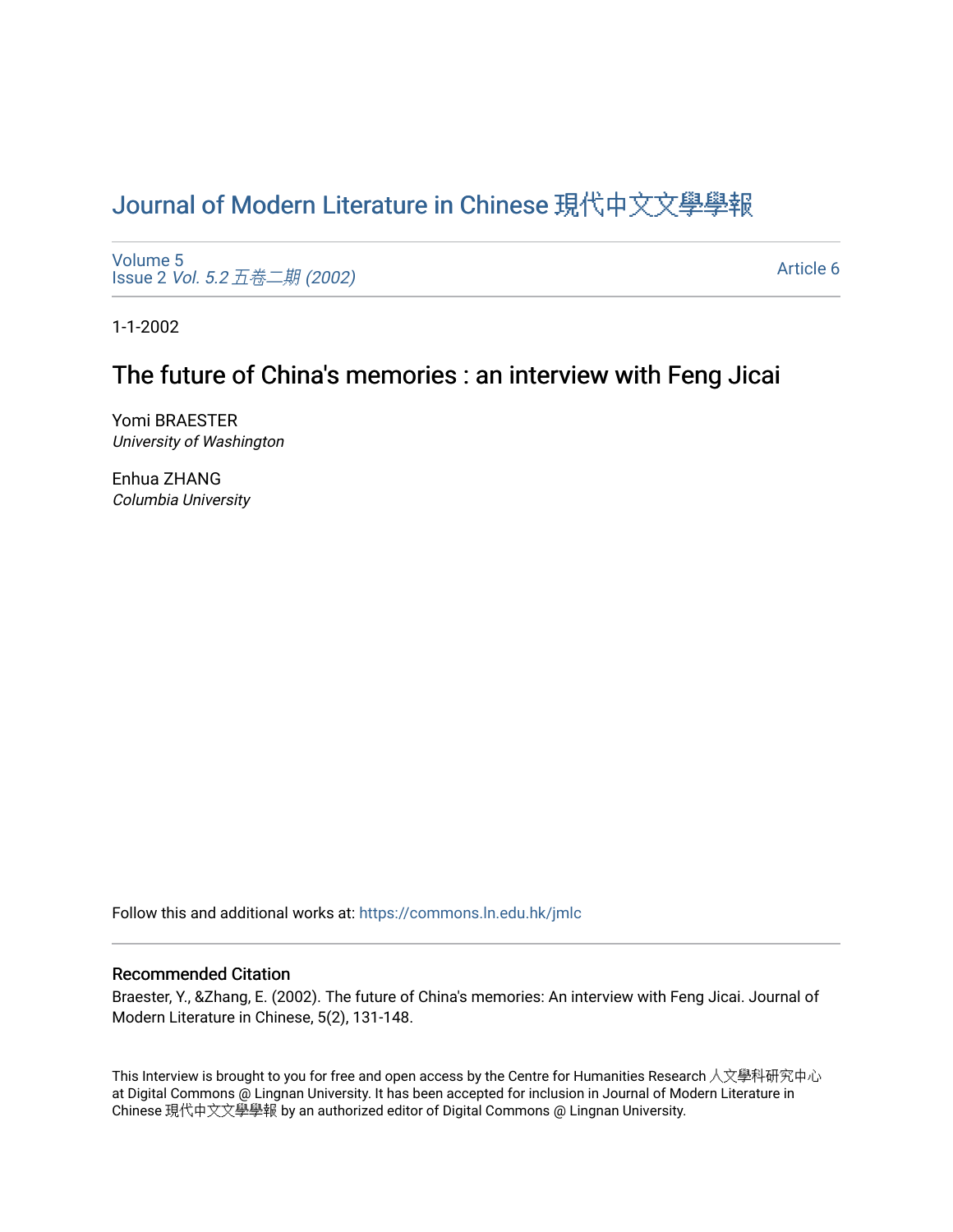# Journal of Modern Literature in Chinese 現代中文文學學報

Volume 5
Issue 2 *Vol. 5.2 五卷二期 (2002)*

Article 6

1-1-2002

## The future of China's memories : an interview with Feng Jicai

Yomi BRAESTER
*University of Washington*

Enhua ZHANG
*Columbia University*

Follow this and additional works at: https://commons.ln.edu.hk/jmlc

### Recommended Citation

Braester, Y., &Zhang, E. (2002). The future of China's memories: An interview with Feng Jicai. Journal of Modern Literature in Chinese, 5(2), 131-148.

This Interview is brought to you for free and open access by the Centre for Humanities Research 人文學科研究中心 at Digital Commons @ Lingnan University. It has been accepted for inclusion in Journal of Modern Literature in Chinese 現代中文文學學報 by an authorized editor of Digital Commons @ Lingnan University.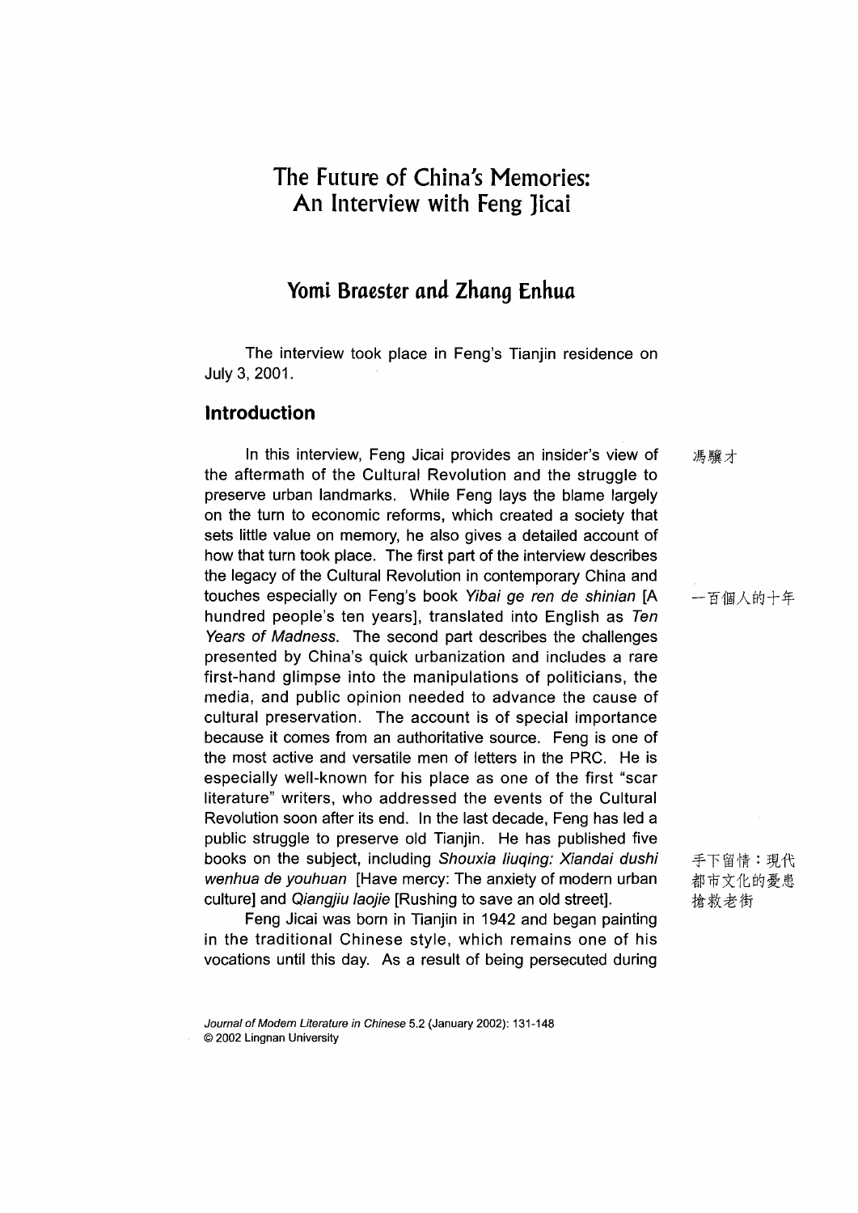# The Future of China's Memories: An Interview with Feng Jicai

## Yomi Braester and Zhang Enhua

The interview took place in Feng's Tianjin residence on July 3, 2001.

## Introduction

In this interview, Feng Jicai provides an insider's view of the aftermath of the Cultural Revolution and the struggle to preserve urban landmarks. While Feng lays the blame largely on the turn to economic reforms, which created a society that sets little value on memory, he also gives a detailed account of how that turn took place. The first part of the interview describes the legacy of the Cultural Revolution in contemporary China and touches especially on Feng's book *Yibai ge ren de shinian* [A hundred people's ten years], translated into English as *Ten Years of Madness*. The second part describes the challenges presented by China's quick urbanization and includes a rare first-hand glimpse into the manipulations of politicians, the media, and public opinion needed to advance the cause of cultural preservation. The account is of special importance because it comes from an authoritative source. Feng is one of the most active and versatile men of letters in the PRC. He is especially well-known for his place as one of the first "scar literature" writers, who addressed the events of the Cultural Revolution soon after its end. In the last decade, Feng has led a public struggle to preserve old Tianjin. He has published five books on the subject, including *Shouxia liuqing: Xiandai dushi wenhua de youhuan* [Have mercy: The anxiety of modern urban culture] and *Qiangjiu laojie* [Rushing to save an old street].

馮驥才

一百個人的十年

手下留情：現代都市文化的憂患

搶救老街

Feng Jicai was born in Tianjin in 1942 and began painting in the traditional Chinese style, which remains one of his vocations until this day. As a result of being persecuted during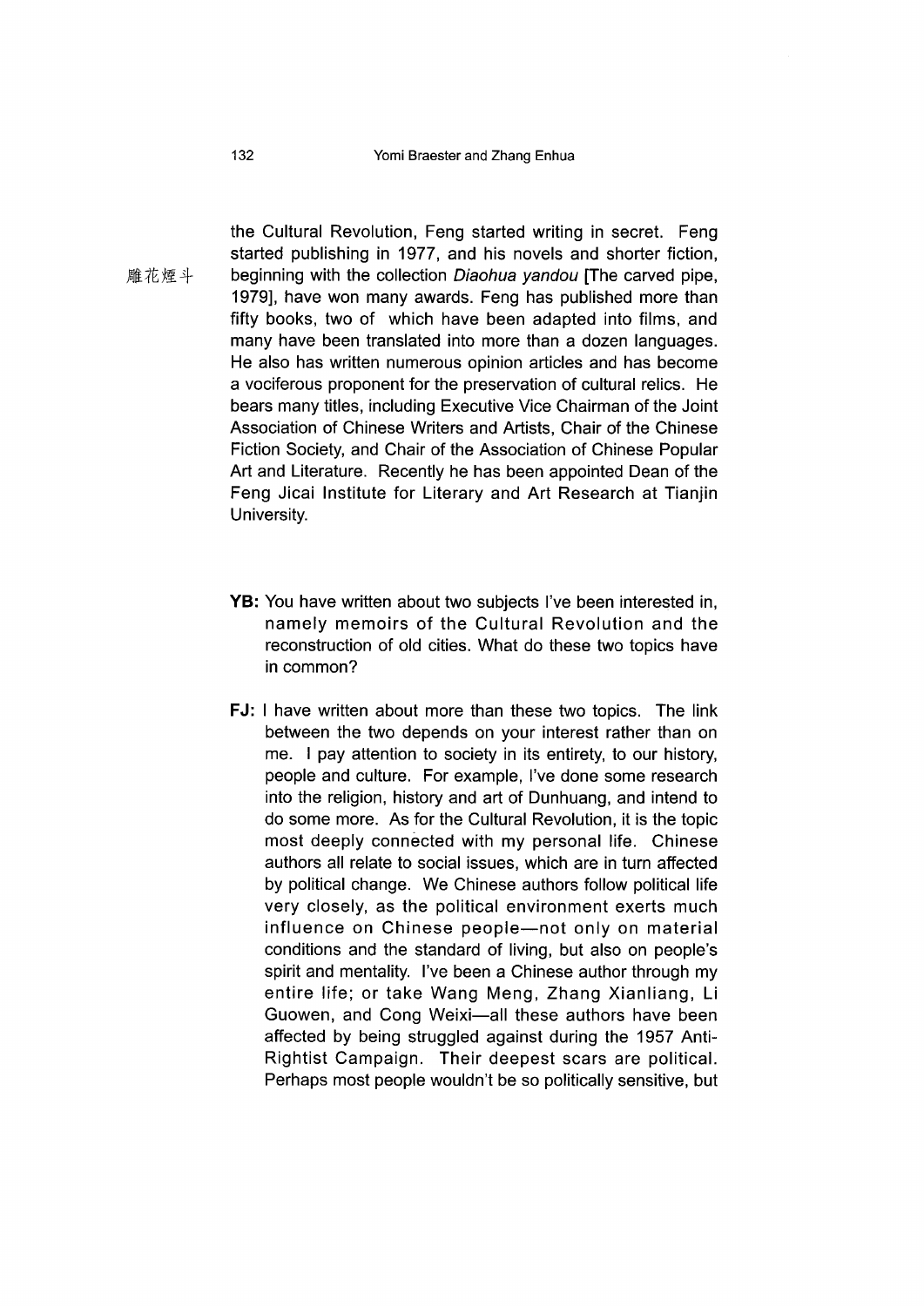the Cultural Revolution, Feng started writing in secret. Feng started publishing in 1977, and his novels and shorter fiction, beginning with the collection *Diaohua yandou* [The carved pipe, 1979], have won many awards. Feng has published more than fifty books, two of which have been adapted into films, and many have been translated into more than a dozen languages. He also has written numerous opinion articles and has become a vociferous proponent for the preservation of cultural relics. He bears many titles, including Executive Vice Chairman of the Joint Association of Chinese Writers and Artists, Chair of the Chinese Fiction Society, and Chair of the Association of Chinese Popular Art and Literature. Recently he has been appointed Dean of the Feng Jicai Institute for Literary and Art Research at Tianjin University.

雕花煙斗

**YB:** You have written about two subjects I've been interested in, namely memoirs of the Cultural Revolution and the reconstruction of old cities. What do these two topics have in common?

**FJ:** I have written about more than these two topics. The link between the two depends on your interest rather than on me. I pay attention to society in its entirety, to our history, people and culture. For example, I've done some research into the religion, history and art of Dunhuang, and intend to do some more. As for the Cultural Revolution, it is the topic most deeply connected with my personal life. Chinese authors all relate to social issues, which are in turn affected by political change. We Chinese authors follow political life very closely, as the political environment exerts much influence on Chinese people—not only on material conditions and the standard of living, but also on people's spirit and mentality. I've been a Chinese author through my entire life; or take Wang Meng, Zhang Xianliang, Li Guowen, and Cong Weixi—all these authors have been affected by being struggled against during the 1957 Anti-Rightist Campaign. Their deepest scars are political. Perhaps most people wouldn't be so politically sensitive, but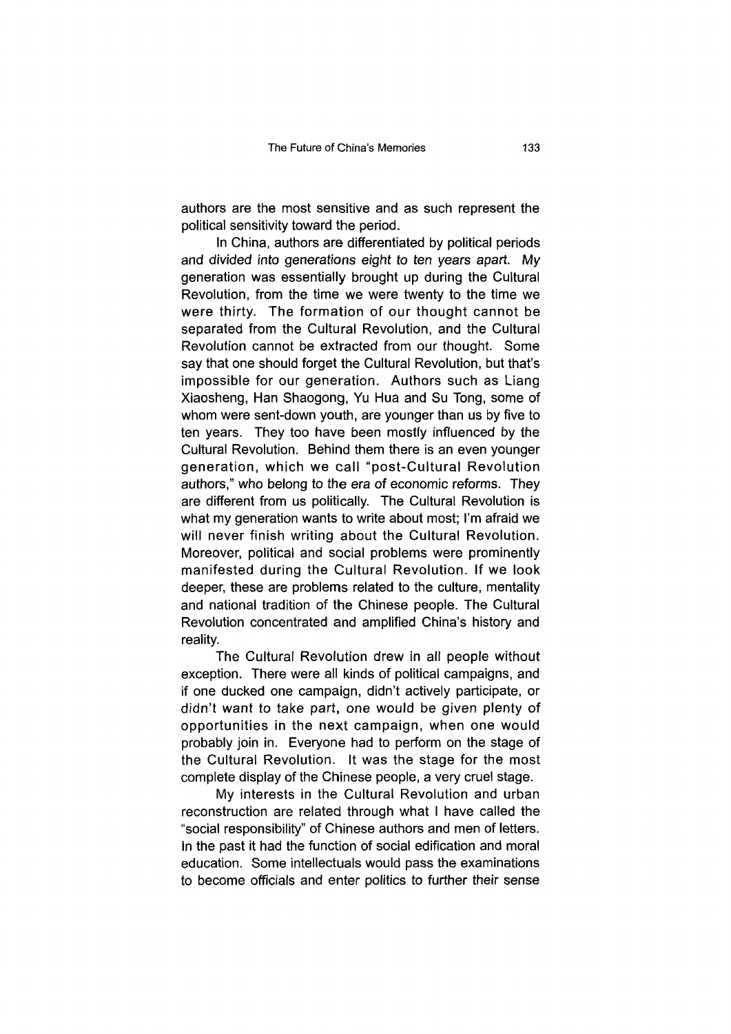authors are the most sensitive and as such represent the political sensitivity toward the period.

In China, authors are differentiated by political periods and divided into generations eight to ten years apart. My generation was essentially brought up during the Cultural Revolution, from the time we were twenty to the time we were thirty. The formation of our thought cannot be separated from the Cultural Revolution, and the Cultural Revolution cannot be extracted from our thought. Some say that one should forget the Cultural Revolution, but that's impossible for our generation. Authors such as Liang Xiaosheng, Han Shaogong, Yu Hua and Su Tong, some of whom were sent-down youth, are younger than us by five to ten years. They too have been mostly influenced by the Cultural Revolution. Behind them there is an even younger generation, which we call "post-Cultural Revolution authors," who belong to the era of economic reforms. They are different from us politically. The Cultural Revolution is what my generation wants to write about most; I'm afraid we will never finish writing about the Cultural Revolution. Moreover, political and social problems were prominently manifested during the Cultural Revolution. If we look deeper, these are problems related to the culture, mentality and national tradition of the Chinese people. The Cultural Revolution concentrated and amplified China's history and reality.

The Cultural Revolution drew in all people without exception. There were all kinds of political campaigns, and if one ducked one campaign, didn't actively participate, or didn't want to take part, one would be given plenty of opportunities in the next campaign, when one would probably join in. Everyone had to perform on the stage of the Cultural Revolution. It was the stage for the most complete display of the Chinese people, a very cruel stage.

My interests in the Cultural Revolution and urban reconstruction are related through what I have called the "social responsibility" of Chinese authors and men of letters. In the past it had the function of social edification and moral education. Some intellectuals would pass the examinations to become officials and enter politics to further their sense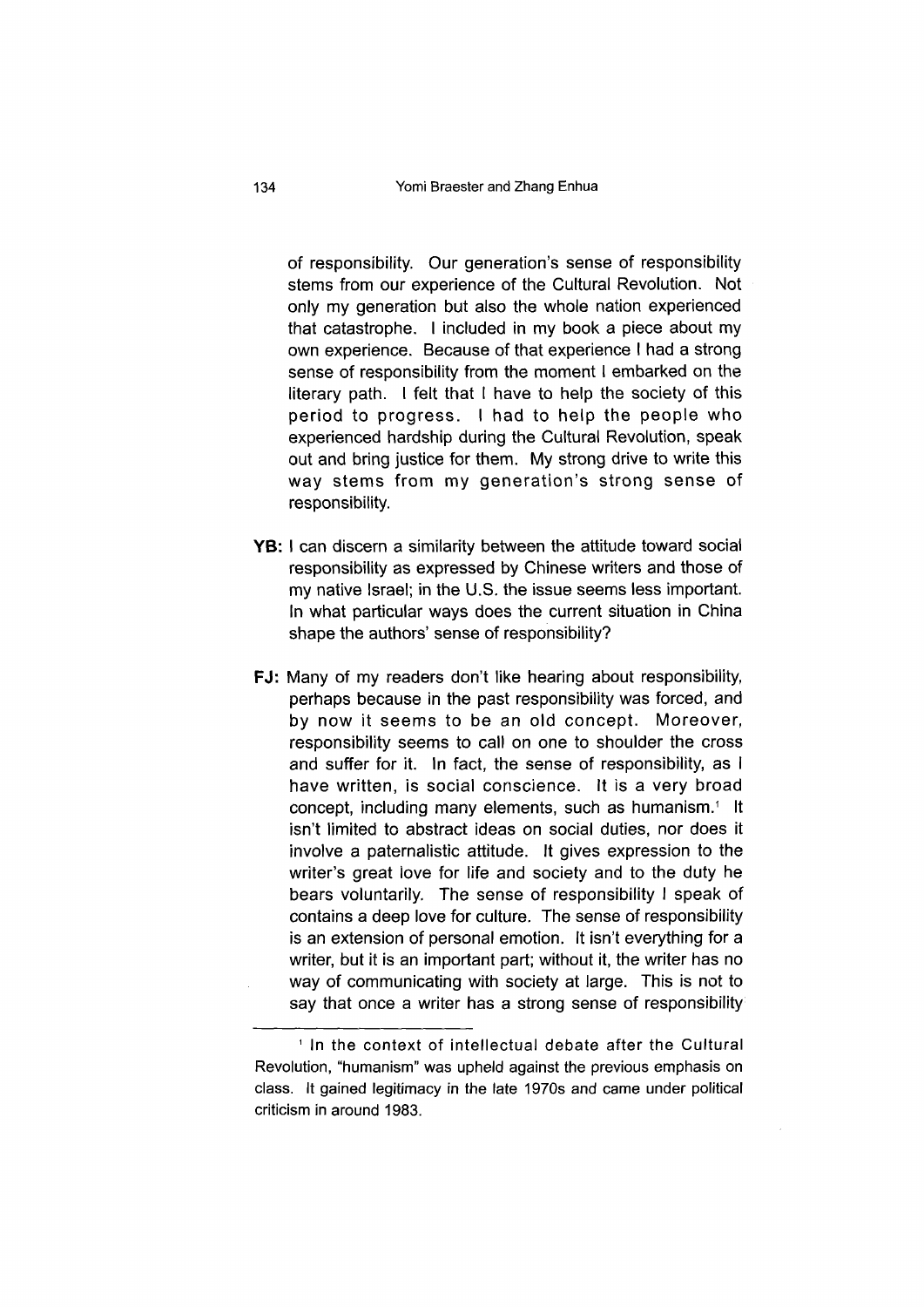of responsibility. Our generation's sense of responsibility stems from our experience of the Cultural Revolution. Not only my generation but also the whole nation experienced that catastrophe. I included in my book a piece about my own experience. Because of that experience I had a strong sense of responsibility from the moment I embarked on the literary path. I felt that I have to help the society of this period to progress. I had to help the people who experienced hardship during the Cultural Revolution, speak out and bring justice for them. My strong drive to write this way stems from my generation's strong sense of responsibility.

**YB:** I can discern a similarity between the attitude toward social responsibility as expressed by Chinese writers and those of my native Israel; in the U.S. the issue seems less important. In what particular ways does the current situation in China shape the authors' sense of responsibility?

**FJ:** Many of my readers don't like hearing about responsibility, perhaps because in the past responsibility was forced, and by now it seems to be an old concept. Moreover, responsibility seems to call on one to shoulder the cross and suffer for it. In fact, the sense of responsibility, as I have written, is social conscience. It is a very broad concept, including many elements, such as humanism.[1] It isn't limited to abstract ideas on social duties, nor does it involve a paternalistic attitude. It gives expression to the writer's great love for life and society and to the duty he bears voluntarily. The sense of responsibility I speak of contains a deep love for culture. The sense of responsibility is an extension of personal emotion. It isn't everything for a writer, but it is an important part; without it, the writer has no way of communicating with society at large. This is not to say that once a writer has a strong sense of responsibility

---

[1] In the context of intellectual debate after the Cultural Revolution, "humanism" was upheld against the previous emphasis on class. It gained legitimacy in the late 1970s and came under political criticism in around 1983.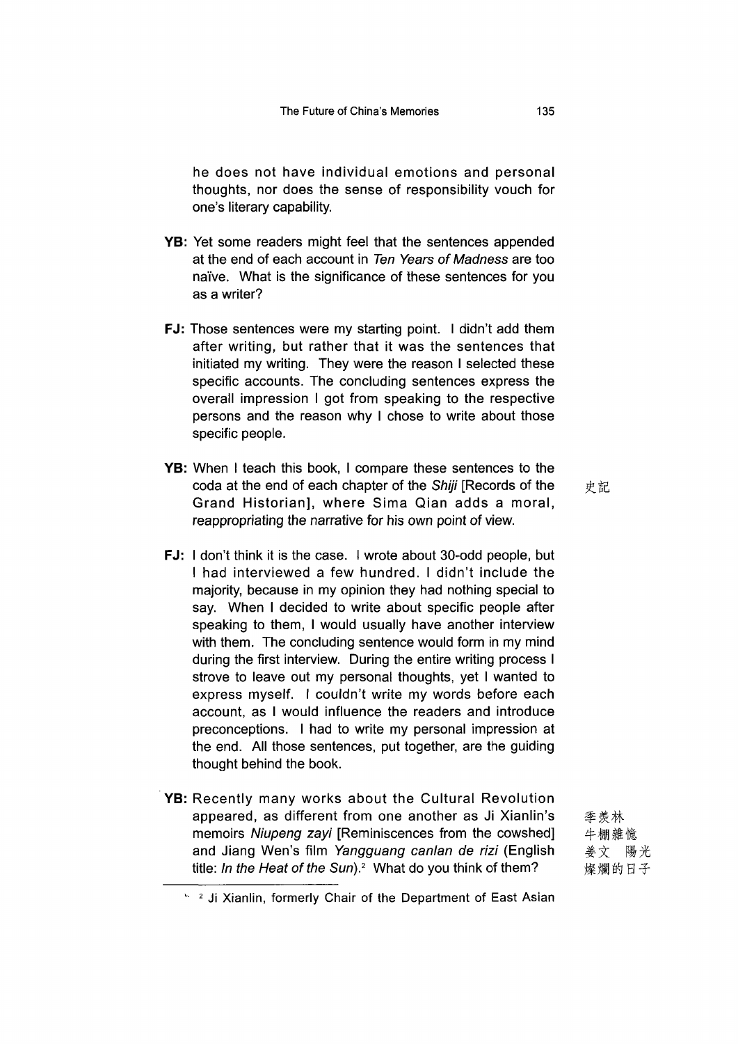he does not have individual emotions and personal thoughts, nor does the sense of responsibility vouch for one's literary capability.

**YB:** Yet some readers might feel that the sentences appended at the end of each account in *Ten Years of Madness* are too naïve. What is the significance of these sentences for you as a writer?

**FJ:** Those sentences were my starting point. I didn't add them after writing, but rather that it was the sentences that initiated my writing. They were the reason I selected these specific accounts. The concluding sentences express the overall impression I got from speaking to the respective persons and the reason why I chose to write about those specific people.

**YB:** When I teach this book, I compare these sentences to the coda at the end of each chapter of the *Shiji* [Records of the Grand Historian], where Sima Qian adds a moral, reappropriating the narrative for his own point of view. 史記

**FJ:** I don't think it is the case. I wrote about 30-odd people, but I had interviewed a few hundred. I didn't include the majority, because in my opinion they had nothing special to say. When I decided to write about specific people after speaking to them, I would usually have another interview with them. The concluding sentence would form in my mind during the first interview. During the entire writing process I strove to leave out my personal thoughts, yet I wanted to express myself. I couldn't write my words before each account, as I would influence the readers and introduce preconceptions. I had to write my personal impression at the end. All those sentences, put together, are the guiding thought behind the book.

**YB:** Recently many works about the Cultural Revolution appeared, as different from one another as Ji Xianlin's memoirs *Niupeng zayi* [Reminiscences from the cowshed] and Jiang Wen's film *Yangguang canlan de rizi* (English title: *In the Heat of the Sun*).[2] What do you think of them? 季羨林 牛棚雜憶 姜文 陽光燦爛的日子

[2] Ji Xianlin, formerly Chair of the Department of East Asian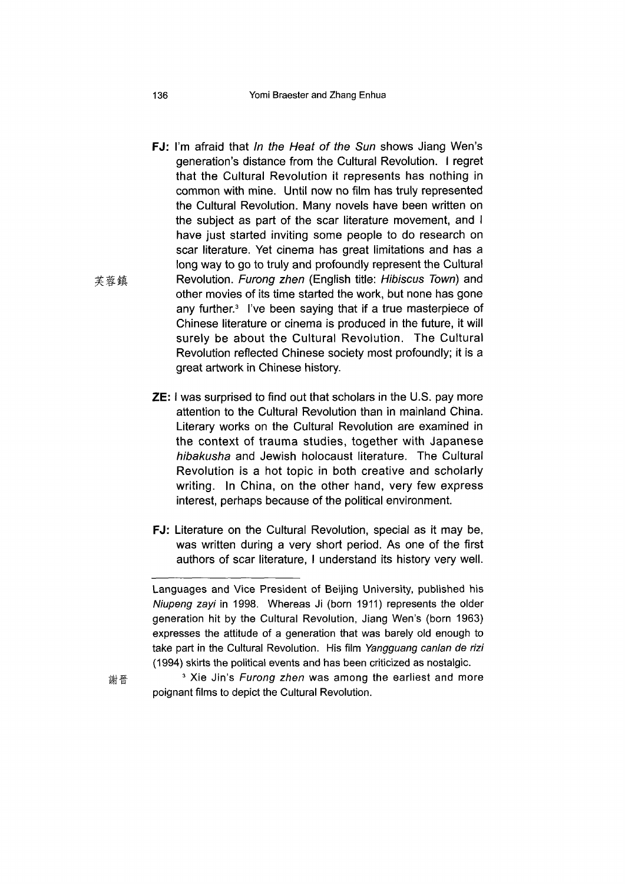**FJ:** I'm afraid that *In the Heat of the Sun* shows Jiang Wen's generation's distance from the Cultural Revolution. I regret that the Cultural Revolution it represents has nothing in common with mine. Until now no film has truly represented the Cultural Revolution. Many novels have been written on the subject as part of the scar literature movement, and I have just started inviting some people to do research on scar literature. Yet cinema has great limitations and has a long way to go to truly and profoundly represent the Cultural Revolution. *Furong zhen* (English title: *Hibiscus Town*) and other movies of its time started the work, but none has gone any further.[3] I've been saying that if a true masterpiece of Chinese literature or cinema is produced in the future, it will surely be about the Cultural Revolution. The Cultural Revolution reflected Chinese society most profoundly; it is a great artwork in Chinese history.

芙蓉鎮

**ZE:** I was surprised to find out that scholars in the U.S. pay more attention to the Cultural Revolution than in mainland China. Literary works on the Cultural Revolution are examined in the context of trauma studies, together with Japanese *hibakusha* and Jewish holocaust literature. The Cultural Revolution is a hot topic in both creative and scholarly writing. In China, on the other hand, very few express interest, perhaps because of the political environment.

**FJ:** Literature on the Cultural Revolution, special as it may be, was written during a very short period. As one of the first authors of scar literature, I understand its history very well.

---

Languages and Vice President of Beijing University, published his *Niupeng zayi* in 1998. Whereas Ji (born 1911) represents the older generation hit by the Cultural Revolution, Jiang Wen's (born 1963) expresses the attitude of a generation that was barely old enough to take part in the Cultural Revolution. His film *Yangguang canlan de rizi* (1994) skirts the political events and has been criticized as nostalgic.

謝晉

[3] Xie Jin's *Furong zhen* was among the earliest and more poignant films to depict the Cultural Revolution.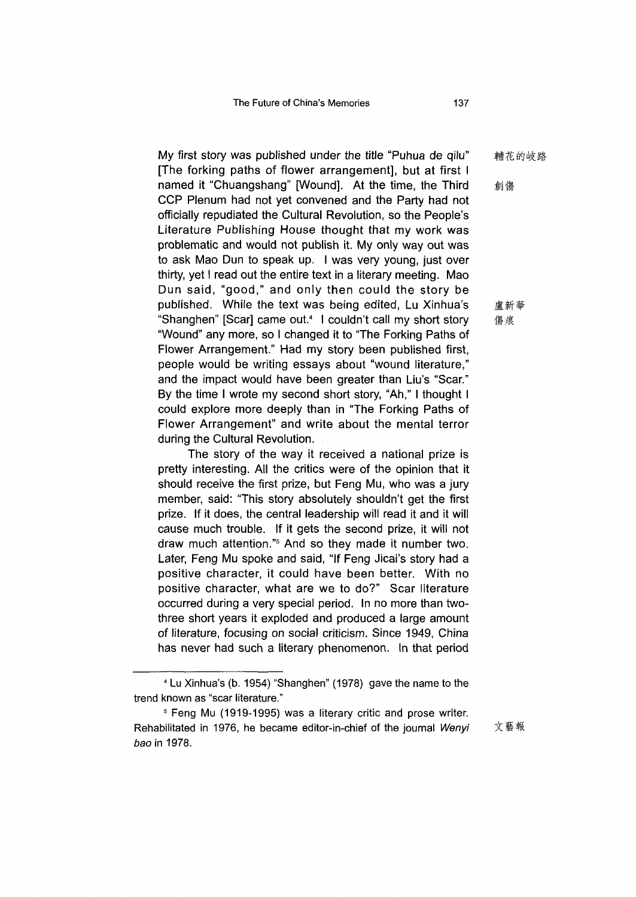My first story was published under the title "Puhua de qilu" [The forking paths of flower arrangement], but at first I named it "Chuangshang" [Wound]. At the time, the Third CCP Plenum had not yet convened and the Party had not officially repudiated the Cultural Revolution, so the People's Literature Publishing House thought that my work was problematic and would not publish it. My only way out was to ask Mao Dun to speak up. I was very young, just over thirty, yet I read out the entire text in a literary meeting. Mao Dun said, "good," and only then could the story be published. While the text was being edited, Lu Xinhua's "Shanghen" [Scar] came out.[4] I couldn't call my short story "Wound" any more, so I changed it to "The Forking Paths of Flower Arrangement." Had my story been published first, people would be writing essays about "wound literature," and the impact would have been greater than Liu's "Scar." By the time I wrote my second short story, "Ah," I thought I could explore more deeply than in "The Forking Paths of Flower Arrangement" and write about the mental terror during the Cultural Revolution.

輔花的岐路

創傷

盧新華

傷痕

The story of the way it received a national prize is pretty interesting. All the critics were of the opinion that it should receive the first prize, but Feng Mu, who was a jury member, said: "This story absolutely shouldn't get the first prize. If it does, the central leadership will read it and it will cause much trouble. If it gets the second prize, it will not draw much attention."[5] And so they made it number two. Later, Feng Mu spoke and said, "If Feng Jicai's story had a positive character, it could have been better. With no positive character, what are we to do?" Scar literature occurred during a very special period. In no more than two-three short years it exploded and produced a large amount of literature, focusing on social criticism. Since 1949, China has never had such a literary phenomenon. In that period

---

[4] Lu Xinhua's (b. 1954) "Shanghen" (1978) gave the name to the trend known as "scar literature."

[5] Feng Mu (1919-1995) was a literary critic and prose writer. Rehabilitated in 1976, he became editor-in-chief of the journal *Wenyi bao* in 1978.

文藝報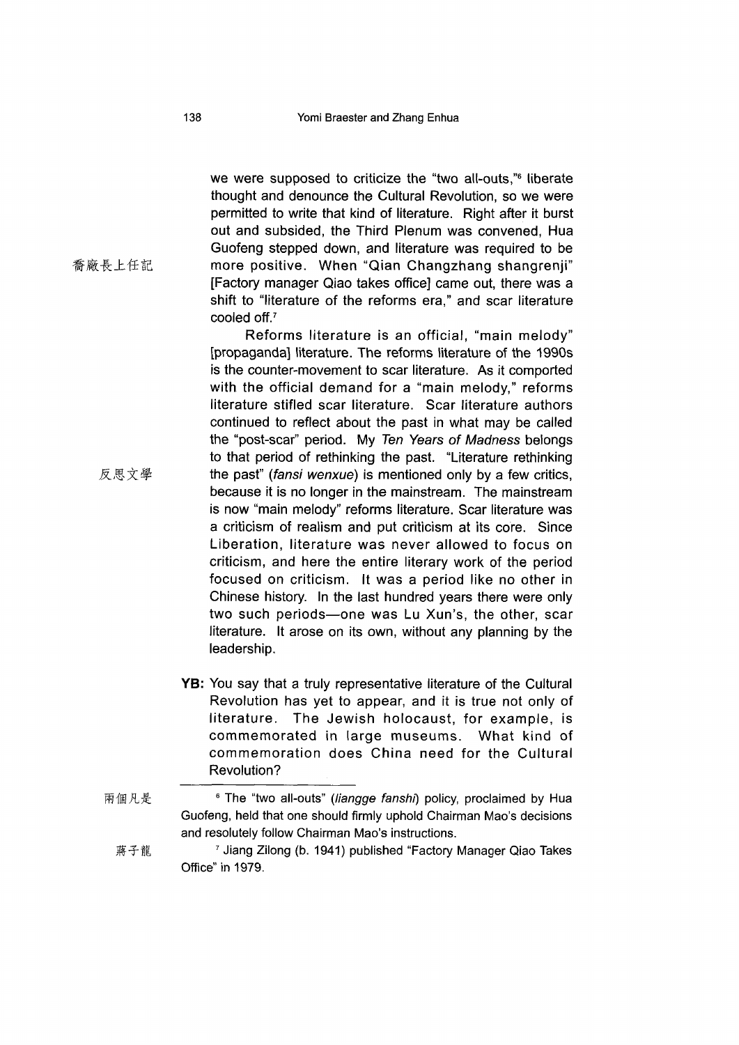we were supposed to criticize the "two all-outs,"[6] liberate thought and denounce the Cultural Revolution, so we were permitted to write that kind of literature. Right after it burst out and subsided, the Third Plenum was convened, Hua Guofeng stepped down, and literature was required to be more positive. When "Qian Changzhang shangrenji" [Factory manager Qiao takes office] came out, there was a shift to "literature of the reforms era," and scar literature cooled off.[7]

喬廠長上任記

Reforms literature is an official, "main melody" [propaganda] literature. The reforms literature of the 1990s is the counter-movement to scar literature. As it comported with the official demand for a "main melody," reforms literature stifled scar literature. Scar literature authors continued to reflect about the past in what may be called the "post-scar" period. My *Ten Years of Madness* belongs to that period of rethinking the past. "Literature rethinking the past" (*fansi wenxue*) is mentioned only by a few critics, because it is no longer in the mainstream. The mainstream is now "main melody" reforms literature. Scar literature was a criticism of realism and put criticism at its core. Since Liberation, literature was never allowed to focus on criticism, and here the entire literary work of the period focused on criticism. It was a period like no other in Chinese history. In the last hundred years there were only two such periods—one was Lu Xun's, the other, scar literature. It arose on its own, without any planning by the leadership.

反思文學

**YB:** You say that a truly representative literature of the Cultural Revolution has yet to appear, and it is true not only of literature. The Jewish holocaust, for example, is commemorated in large museums. What kind of commemoration does China need for the Cultural Revolution?

---

兩個凡是

[6] The "two all-outs" (*liangge fanshi*) policy, proclaimed by Hua Guofeng, held that one should firmly uphold Chairman Mao's decisions and resolutely follow Chairman Mao's instructions.

蔣子龍

[7] Jiang Zilong (b. 1941) published "Factory Manager Qiao Takes Office" in 1979.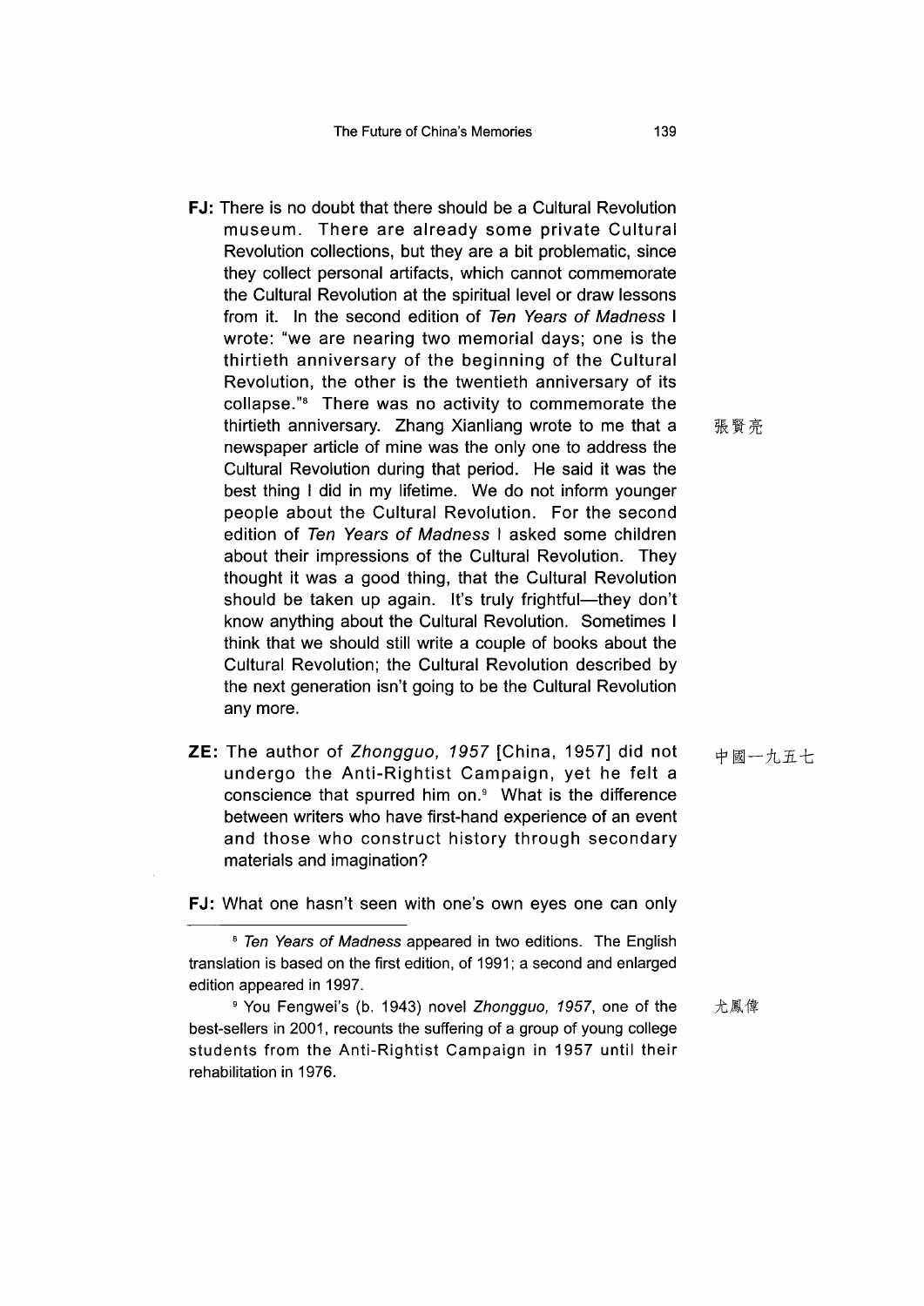**FJ:** There is no doubt that there should be a Cultural Revolution museum. There are already some private Cultural Revolution collections, but they are a bit problematic, since they collect personal artifacts, which cannot commemorate the Cultural Revolution at the spiritual level or draw lessons from it. In the second edition of *Ten Years of Madness* I wrote: "we are nearing two memorial days; one is the thirtieth anniversary of the beginning of the Cultural Revolution, the other is the twentieth anniversary of its collapse."[8] There was no activity to commemorate the thirtieth anniversary. Zhang Xianliang wrote to me that a newspaper article of mine was the only one to address the Cultural Revolution during that period. He said it was the best thing I did in my lifetime. We do not inform younger people about the Cultural Revolution. For the second edition of *Ten Years of Madness* I asked some children about their impressions of the Cultural Revolution. They thought it was a good thing, that the Cultural Revolution should be taken up again. It's truly frightful—they don't know anything about the Cultural Revolution. Sometimes I think that we should still write a couple of books about the Cultural Revolution; the Cultural Revolution described by the next generation isn't going to be the Cultural Revolution any more.

張賢亮

**ZE:** The author of *Zhongguo, 1957* [China, 1957] did not undergo the Anti-Rightist Campaign, yet he felt a conscience that spurred him on.[9] What is the difference between writers who have first-hand experience of an event and those who construct history through secondary materials and imagination?

中國一九五七

**FJ:** What one hasn't seen with one's own eyes one can only

---

[8] *Ten Years of Madness* appeared in two editions. The English translation is based on the first edition, of 1991; a second and enlarged edition appeared in 1997.

[9] You Fengwei's (b. 1943) novel *Zhongguo, 1957*, one of the best-sellers in 2001, recounts the suffering of a group of young college students from the Anti-Rightist Campaign in 1957 until their rehabilitation in 1976.

尤鳳偉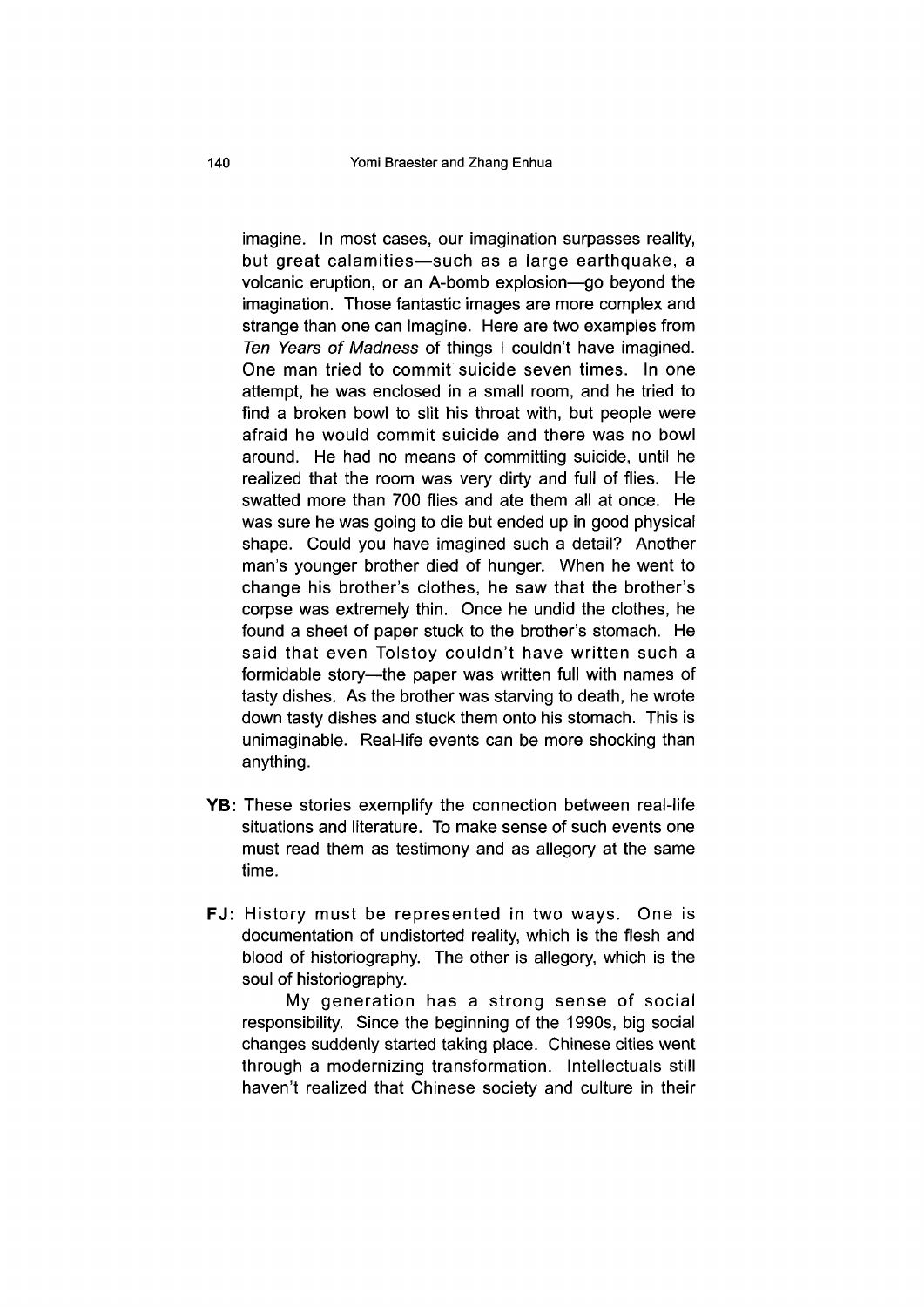imagine. In most cases, our imagination surpasses reality, but great calamities—such as a large earthquake, a volcanic eruption, or an A-bomb explosion—go beyond the imagination. Those fantastic images are more complex and strange than one can imagine. Here are two examples from *Ten Years of Madness* of things I couldn't have imagined. One man tried to commit suicide seven times. In one attempt, he was enclosed in a small room, and he tried to find a broken bowl to slit his throat with, but people were afraid he would commit suicide and there was no bowl around. He had no means of committing suicide, until he realized that the room was very dirty and full of flies. He swatted more than 700 flies and ate them all at once. He was sure he was going to die but ended up in good physical shape. Could you have imagined such a detail? Another man's younger brother died of hunger. When he went to change his brother's clothes, he saw that the brother's corpse was extremely thin. Once he undid the clothes, he found a sheet of paper stuck to the brother's stomach. He said that even Tolstoy couldn't have written such a formidable story—the paper was written full with names of tasty dishes. As the brother was starving to death, he wrote down tasty dishes and stuck them onto his stomach. This is unimaginable. Real-life events can be more shocking than anything.

**YB:** These stories exemplify the connection between real-life situations and literature. To make sense of such events one must read them as testimony and as allegory at the same time.

**FJ:** History must be represented in two ways. One is documentation of undistorted reality, which is the flesh and blood of historiography. The other is allegory, which is the soul of historiography.

My generation has a strong sense of social responsibility. Since the beginning of the 1990s, big social changes suddenly started taking place. Chinese cities went through a modernizing transformation. Intellectuals still haven't realized that Chinese society and culture in their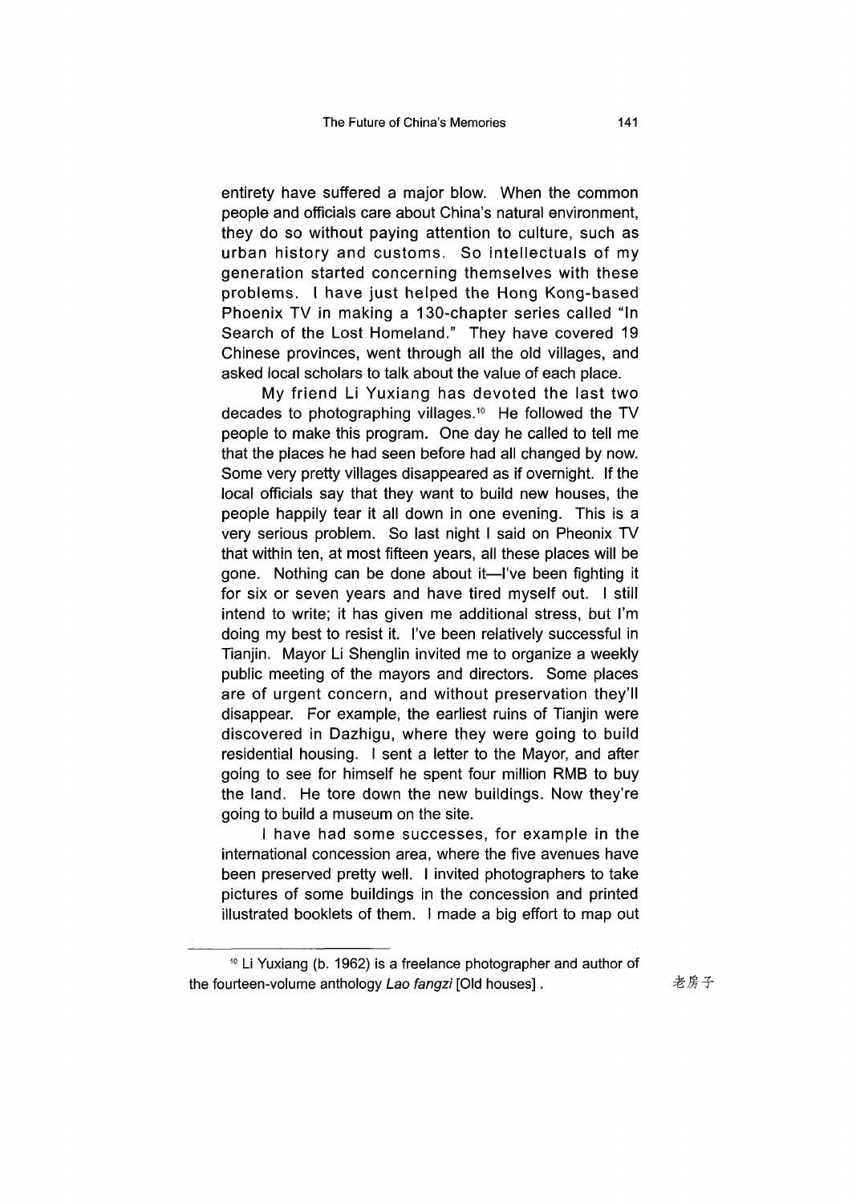entirety have suffered a major blow. When the common people and officials care about China's natural environment, they do so without paying attention to culture, such as urban history and customs. So intellectuals of my generation started concerning themselves with these problems. I have just helped the Hong Kong-based Phoenix TV in making a 130-chapter series called "In Search of the Lost Homeland." They have covered 19 Chinese provinces, went through all the old villages, and asked local scholars to talk about the value of each place.

My friend Li Yuxiang has devoted the last two decades to photographing villages.[10] He followed the TV people to make this program. One day he called to tell me that the places he had seen before had all changed by now. Some very pretty villages disappeared as if overnight. If the local officials say that they want to build new houses, the people happily tear it all down in one evening. This is a very serious problem. So last night I said on Pheonix TV that within ten, at most fifteen years, all these places will be gone. Nothing can be done about it—I've been fighting it for six or seven years and have tired myself out. I still intend to write; it has given me additional stress, but I'm doing my best to resist it. I've been relatively successful in Tianjin. Mayor Li Shenglin invited me to organize a weekly public meeting of the mayors and directors. Some places are of urgent concern, and without preservation they'll disappear. For example, the earliest ruins of Tianjin were discovered in Dazhigu, where they were going to build residential housing. I sent a letter to the Mayor, and after going to see for himself he spent four million RMB to buy the land. He tore down the new buildings. Now they're going to build a museum on the site.

I have had some successes, for example in the international concession area, where the five avenues have been preserved pretty well. I invited photographers to take pictures of some buildings in the concession and printed illustrated booklets of them. I made a big effort to map out

---

[10] Li Yuxiang (b. 1962) is a freelance photographer and author of the fourteen-volume anthology *Lao fangzi* [Old houses]. 老房子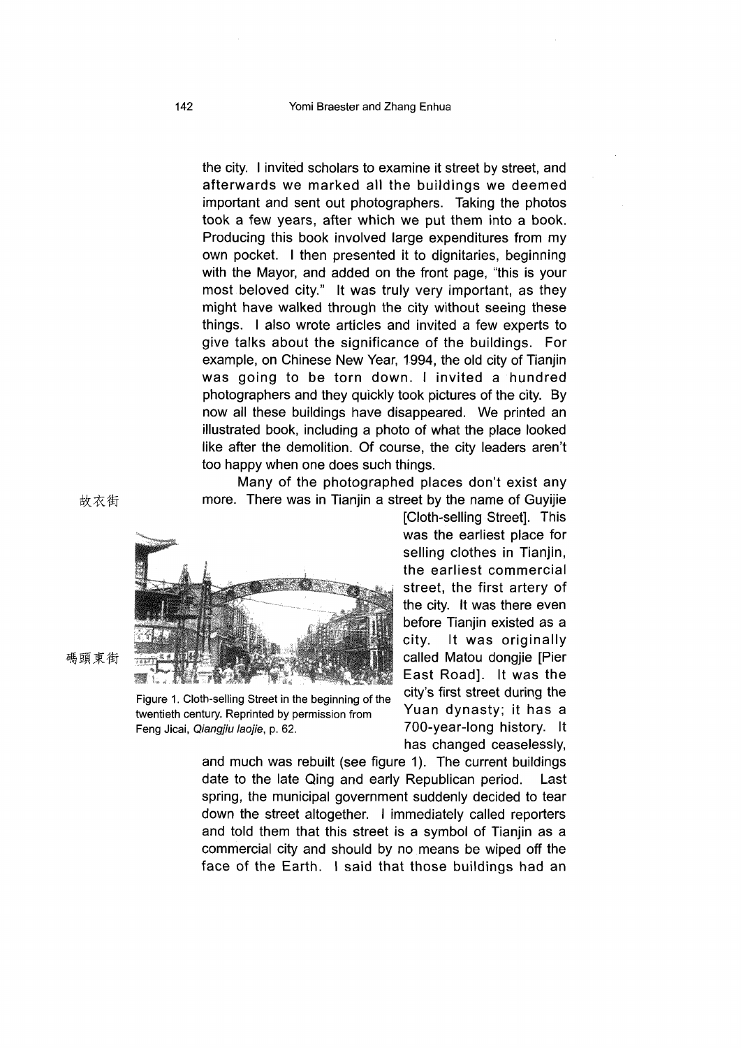the city. I invited scholars to examine it street by street, and afterwards we marked all the buildings we deemed important and sent out photographers. Taking the photos took a few years, after which we put them into a book. Producing this book involved large expenditures from my own pocket. I then presented it to dignitaries, beginning with the Mayor, and added on the front page, "this is your most beloved city." It was truly very important, as they might have walked through the city without seeing these things. I also wrote articles and invited a few experts to give talks about the significance of the buildings. For example, on Chinese New Year, 1994, the old city of Tianjin was going to be torn down. I invited a hundred photographers and they quickly took pictures of the city. By now all these buildings have disappeared. We printed an illustrated book, including a photo of what the place looked like after the demolition. Of course, the city leaders aren't too happy when one does such things.

故衣街

Many of the photographed places don't exist any more. There was in Tianjin a street by the name of Guyijie [Cloth-selling Street]. This was the earliest place for selling clothes in Tianjin, the earliest commercial street, the first artery of the city. It was there even before Tianjin existed as a city. It was originally called Matou dongjie [Pier East Road]. It was the city's first street during the Yuan dynasty; it has a 700-year-long history. It has changed ceaselessly, and much was rebuilt (see figure 1). The current buildings date to the late Qing and early Republican period. Last spring, the municipal government suddenly decided to tear down the street altogether. I immediately called reporters and told them that this street is a symbol of Tianjin as a commercial city and should by no means be wiped off the face of the Earth. I said that those buildings had an

碼頭東街

Figure 1. Cloth-selling Street in the beginning of the twentieth century. Reprinted by permission from Feng Jicai, *Qiangjiu laojie*, p. 62.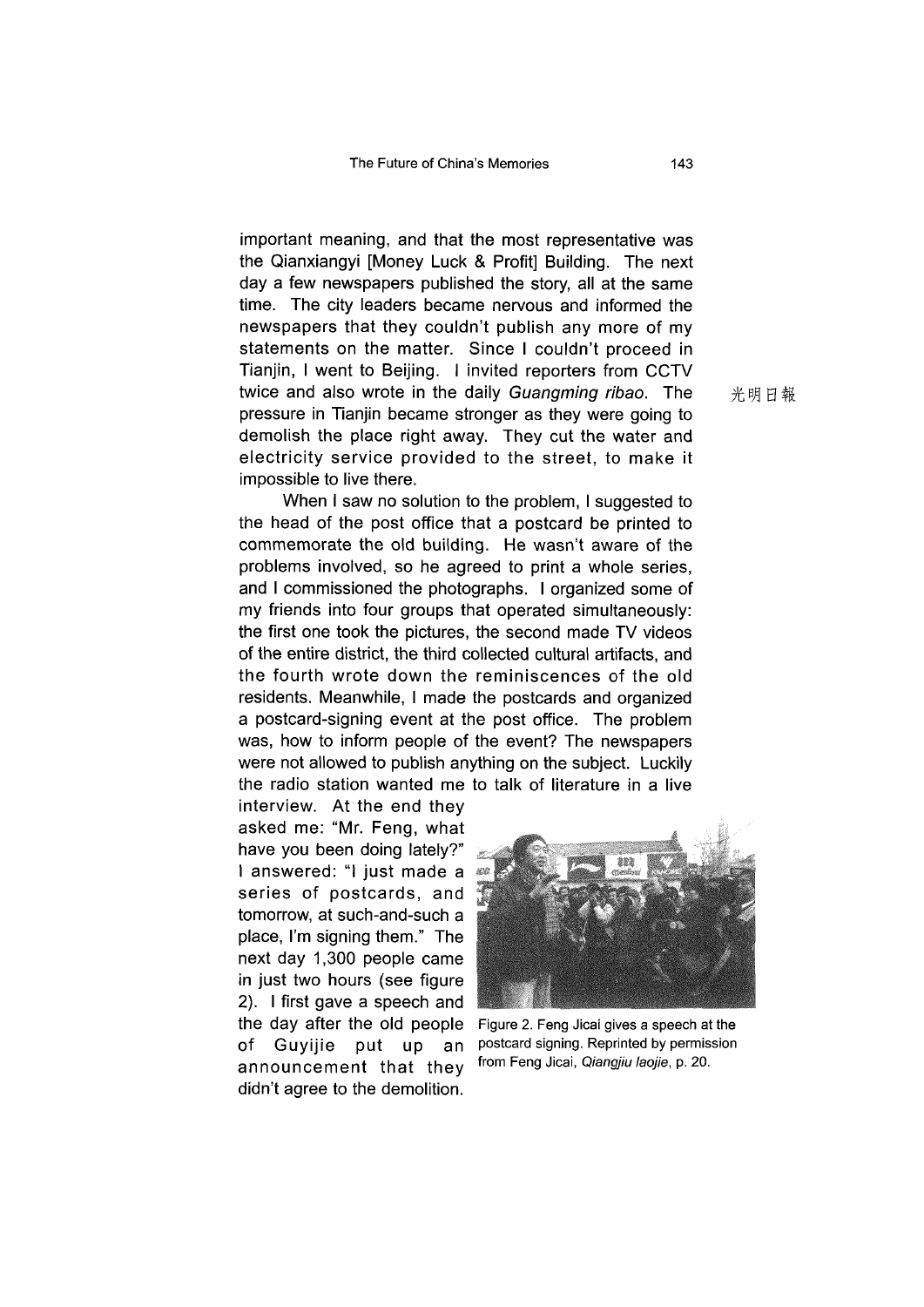important meaning, and that the most representative was the Qianxiangyi [Money Luck & Profit] Building. The next day a few newspapers published the story, all at the same time. The city leaders became nervous and informed the newspapers that they couldn't publish any more of my statements on the matter. Since I couldn't proceed in Tianjin, I went to Beijing. I invited reporters from CCTV twice and also wrote in the daily *Guangming ribao*. The pressure in Tianjin became stronger as they were going to demolish the place right away. They cut the water and electricity service provided to the street, to make it impossible to live there.

光明日報

When I saw no solution to the problem, I suggested to the head of the post office that a postcard be printed to commemorate the old building. He wasn't aware of the problems involved, so he agreed to print a whole series, and I commissioned the photographs. I organized some of my friends into four groups that operated simultaneously: the first one took the pictures, the second made TV videos of the entire district, the third collected cultural artifacts, and the fourth wrote down the reminiscences of the old residents. Meanwhile, I made the postcards and organized a postcard-signing event at the post office. The problem was, how to inform people of the event? The newspapers were not allowed to publish anything on the subject. Luckily the radio station wanted me to talk of literature in a live interview. At the end they asked me: "Mr. Feng, what have you been doing lately?" I answered: "I just made a series of postcards, and tomorrow, at such-and-such a place, I'm signing them." The next day 1,300 people came in just two hours (see figure 2). I first gave a speech and the day after the old people of Guyijie put up an announcement that they didn't agree to the demolition.

Figure 2. Feng Jicai gives a speech at the postcard signing. Reprinted by permission from Feng Jicai, *Qiangjiu laojie*, p. 20.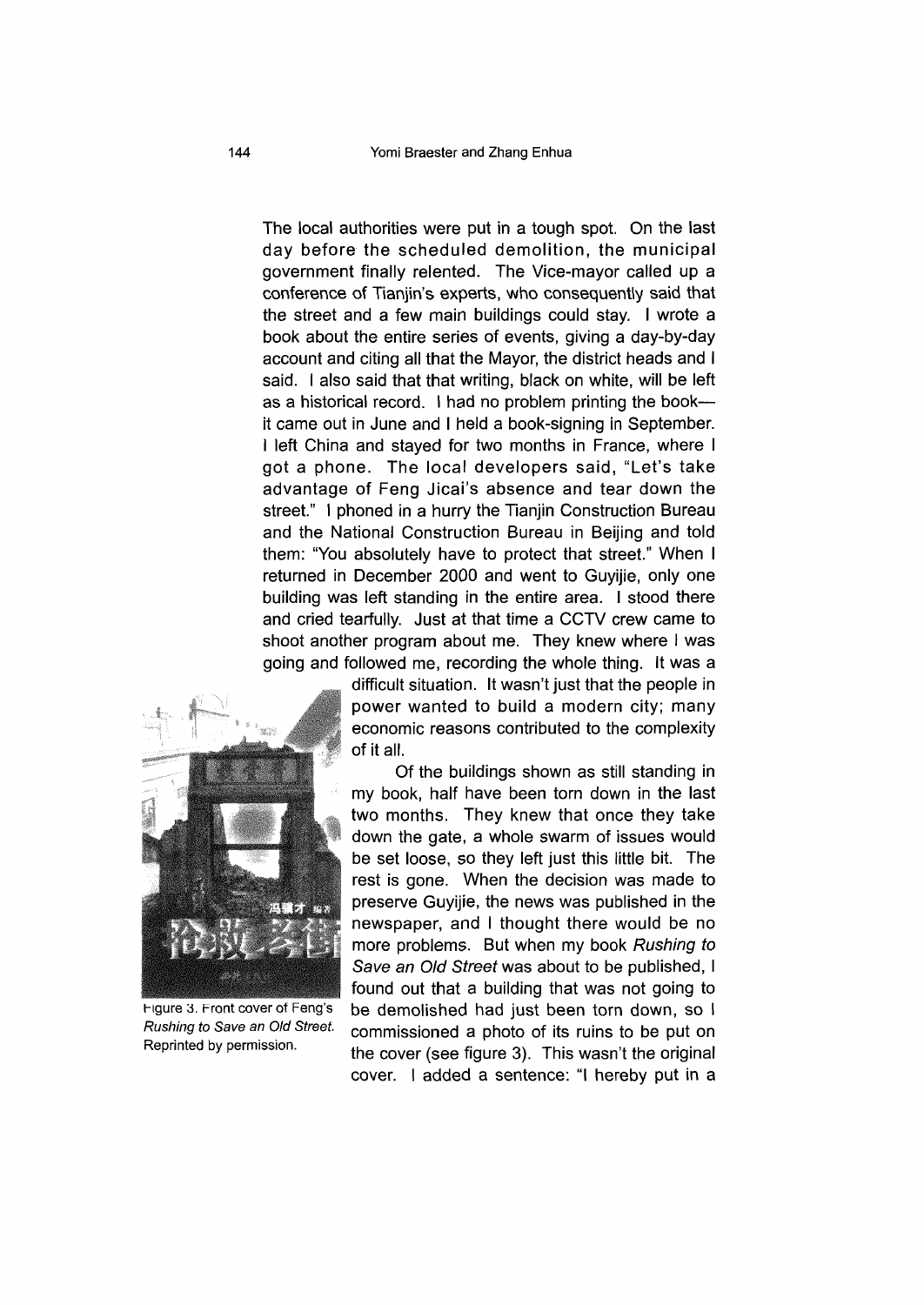The local authorities were put in a tough spot. On the last day before the scheduled demolition, the municipal government finally relented. The Vice-mayor called up a conference of Tianjin's experts, who consequently said that the street and a few main buildings could stay. I wrote a book about the entire series of events, giving a day-by-day account and citing all that the Mayor, the district heads and I said. I also said that that writing, black on white, will be left as a historical record. I had no problem printing the book—it came out in June and I held a book-signing in September. I left China and stayed for two months in France, where I got a phone. The local developers said, "Let's take advantage of Feng Jicai's absence and tear down the street." I phoned in a hurry the Tianjin Construction Bureau and the National Construction Bureau in Beijing and told them: "You absolutely have to protect that street." When I returned in December 2000 and went to Guyijie, only one building was left standing in the entire area. I stood there and cried tearfully. Just at that time a CCTV crew came to shoot another program about me. They knew where I was going and followed me, recording the whole thing. It was a difficult situation. It wasn't just that the people in power wanted to build a modern city; many economic reasons contributed to the complexity of it all.

Figure 3. Front cover of Feng's *Rushing to Save an Old Street.* Reprinted by permission.

Of the buildings shown as still standing in my book, half have been torn down in the last two months. They knew that once they take down the gate, a whole swarm of issues would be set loose, so they left just this little bit. The rest is gone. When the decision was made to preserve Guyijie, the news was published in the newspaper, and I thought there would be no more problems. But when my book *Rushing to Save an Old Street* was about to be published, I found out that a building that was not going to be demolished had just been torn down, so I commissioned a photo of its ruins to be put on the cover (see figure 3). This wasn't the original cover. I added a sentence: "I hereby put in a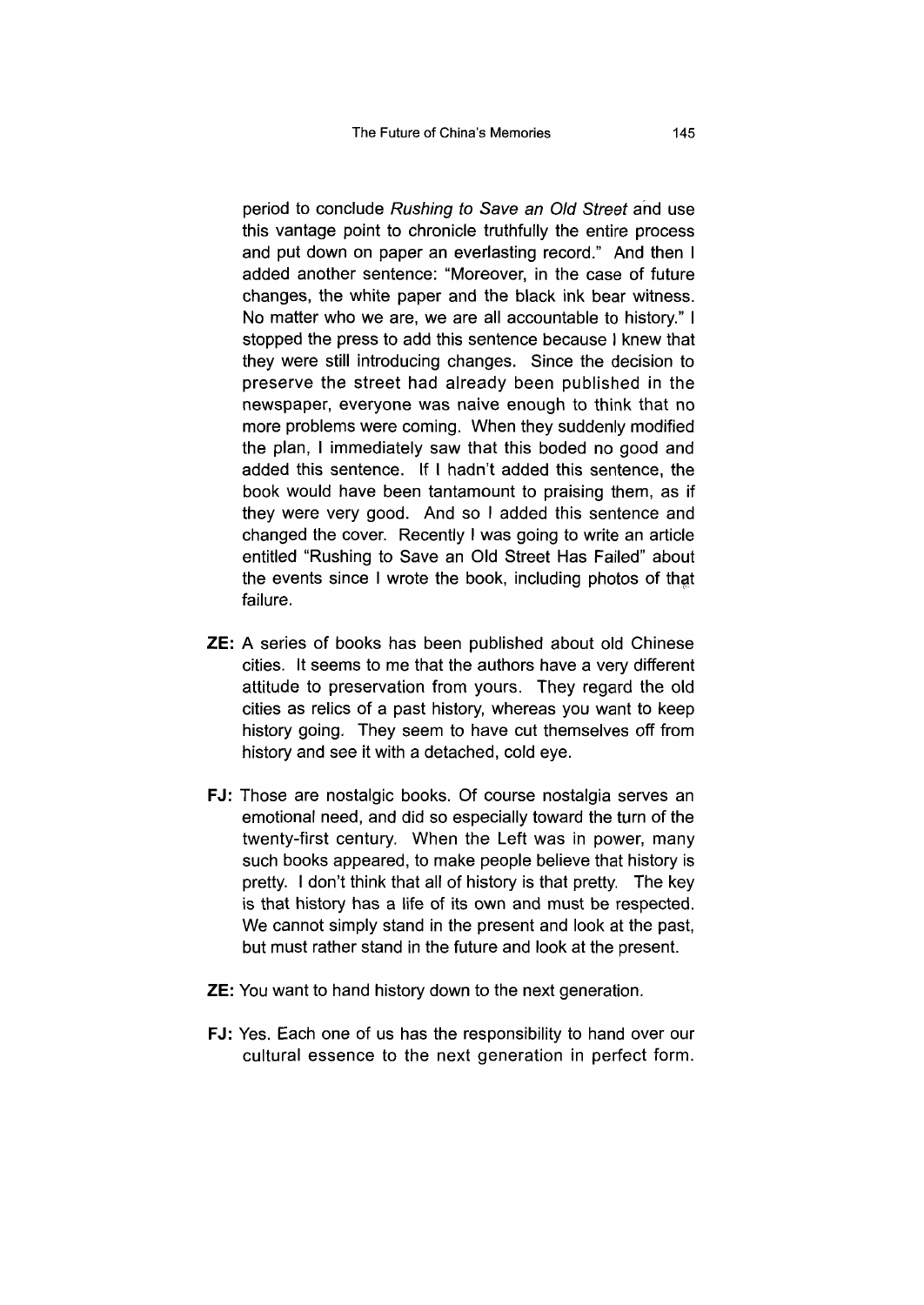period to conclude *Rushing to Save an Old Street* and use this vantage point to chronicle truthfully the entire process and put down on paper an everlasting record." And then I added another sentence: "Moreover, in the case of future changes, the white paper and the black ink bear witness. No matter who we are, we are all accountable to history." I stopped the press to add this sentence because I knew that they were still introducing changes. Since the decision to preserve the street had already been published in the newspaper, everyone was naive enough to think that no more problems were coming. When they suddenly modified the plan, I immediately saw that this boded no good and added this sentence. If I hadn't added this sentence, the book would have been tantamount to praising them, as if they were very good. And so I added this sentence and changed the cover. Recently I was going to write an article entitled "Rushing to Save an Old Street Has Failed" about the events since I wrote the book, including photos of that failure.

**ZE:** A series of books has been published about old Chinese cities. It seems to me that the authors have a very different attitude to preservation from yours. They regard the old cities as relics of a past history, whereas you want to keep history going. They seem to have cut themselves off from history and see it with a detached, cold eye.

**FJ:** Those are nostalgic books. Of course nostalgia serves an emotional need, and did so especially toward the turn of the twenty-first century. When the Left was in power, many such books appeared, to make people believe that history is pretty. I don't think that all of history is that pretty. The key is that history has a life of its own and must be respected. We cannot simply stand in the present and look at the past, but must rather stand in the future and look at the present.

**ZE:** You want to hand history down to the next generation.

**FJ:** Yes. Each one of us has the responsibility to hand over our cultural essence to the next generation in perfect form.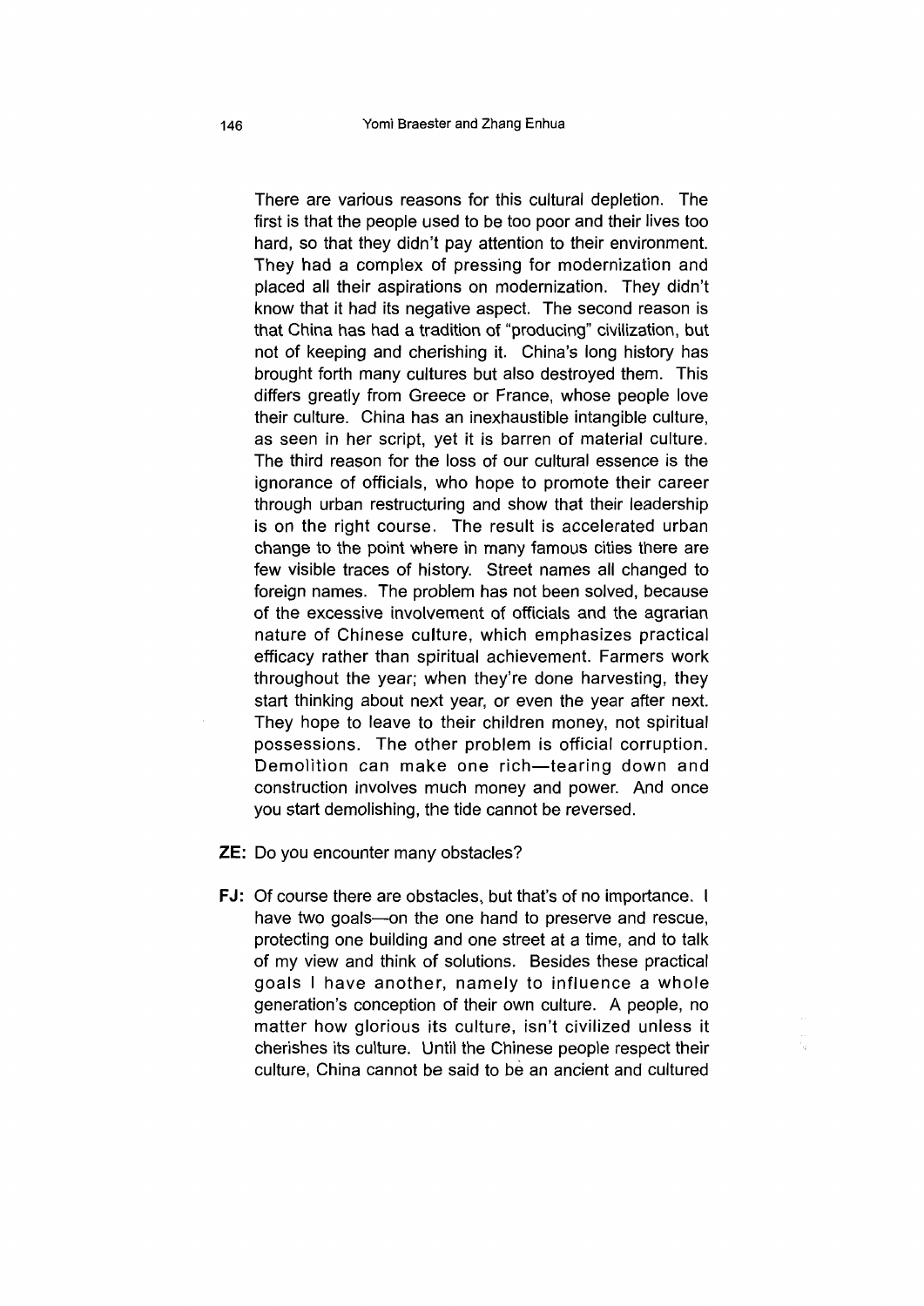There are various reasons for this cultural depletion. The first is that the people used to be too poor and their lives too hard, so that they didn't pay attention to their environment. They had a complex of pressing for modernization and placed all their aspirations on modernization. They didn't know that it had its negative aspect. The second reason is that China has had a tradition of "producing" civilization, but not of keeping and cherishing it. China's long history has brought forth many cultures but also destroyed them. This differs greatly from Greece or France, whose people love their culture. China has an inexhaustible intangible culture, as seen in her script, yet it is barren of material culture. The third reason for the loss of our cultural essence is the ignorance of officials, who hope to promote their career through urban restructuring and show that their leadership is on the right course. The result is accelerated urban change to the point where in many famous cities there are few visible traces of history. Street names all changed to foreign names. The problem has not been solved, because of the excessive involvement of officials and the agrarian nature of Chinese culture, which emphasizes practical efficacy rather than spiritual achievement. Farmers work throughout the year; when they're done harvesting, they start thinking about next year, or even the year after next. They hope to leave to their children money, not spiritual possessions. The other problem is official corruption. Demolition can make one rich—tearing down and construction involves much money and power. And once you start demolishing, the tide cannot be reversed.

**ZE:** Do you encounter many obstacles?

**FJ:** Of course there are obstacles, but that's of no importance. I have two goals—on the one hand to preserve and rescue, protecting one building and one street at a time, and to talk of my view and think of solutions. Besides these practical goals I have another, namely to influence a whole generation's conception of their own culture. A people, no matter how glorious its culture, isn't civilized unless it cherishes its culture. Until the Chinese people respect their culture, China cannot be said to be an ancient and cultured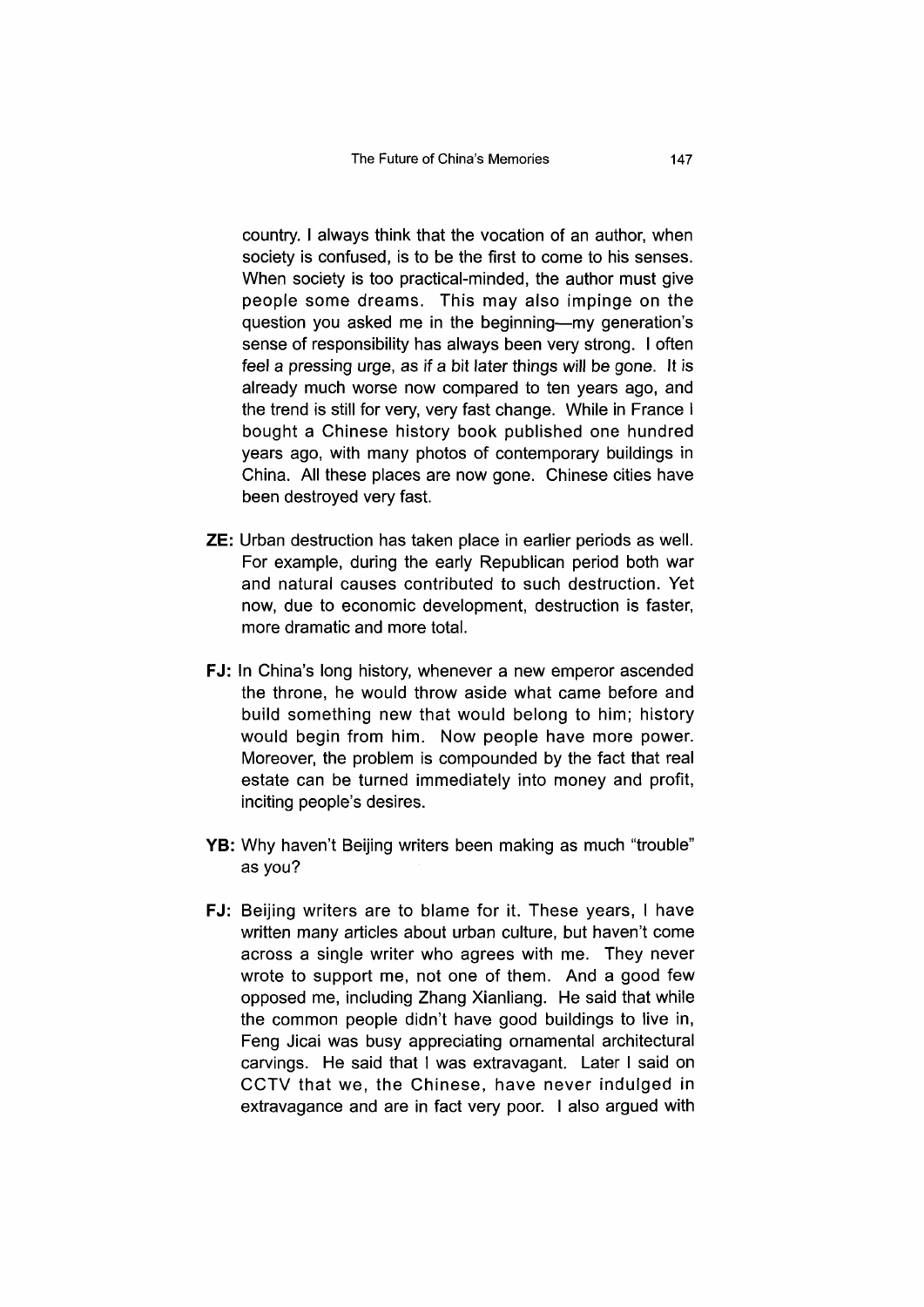country. I always think that the vocation of an author, when society is confused, is to be the first to come to his senses. When society is too practical-minded, the author must give people some dreams. This may also impinge on the question you asked me in the beginning—my generation's sense of responsibility has always been very strong. I often feel a pressing urge, as if a bit later things will be gone. It is already much worse now compared to ten years ago, and the trend is still for very, very fast change. While in France I bought a Chinese history book published one hundred years ago, with many photos of contemporary buildings in China. All these places are now gone. Chinese cities have been destroyed very fast.

**ZE:** Urban destruction has taken place in earlier periods as well. For example, during the early Republican period both war and natural causes contributed to such destruction. Yet now, due to economic development, destruction is faster, more dramatic and more total.

**FJ:** In China's long history, whenever a new emperor ascended the throne, he would throw aside what came before and build something new that would belong to him; history would begin from him. Now people have more power. Moreover, the problem is compounded by the fact that real estate can be turned immediately into money and profit, inciting people's desires.

**YB:** Why haven't Beijing writers been making as much "trouble" as you?

**FJ:** Beijing writers are to blame for it. These years, I have written many articles about urban culture, but haven't come across a single writer who agrees with me. They never wrote to support me, not one of them. And a good few opposed me, including Zhang Xianliang. He said that while the common people didn't have good buildings to live in, Feng Jicai was busy appreciating ornamental architectural carvings. He said that I was extravagant. Later I said on CCTV that we, the Chinese, have never indulged in extravagance and are in fact very poor. I also argued with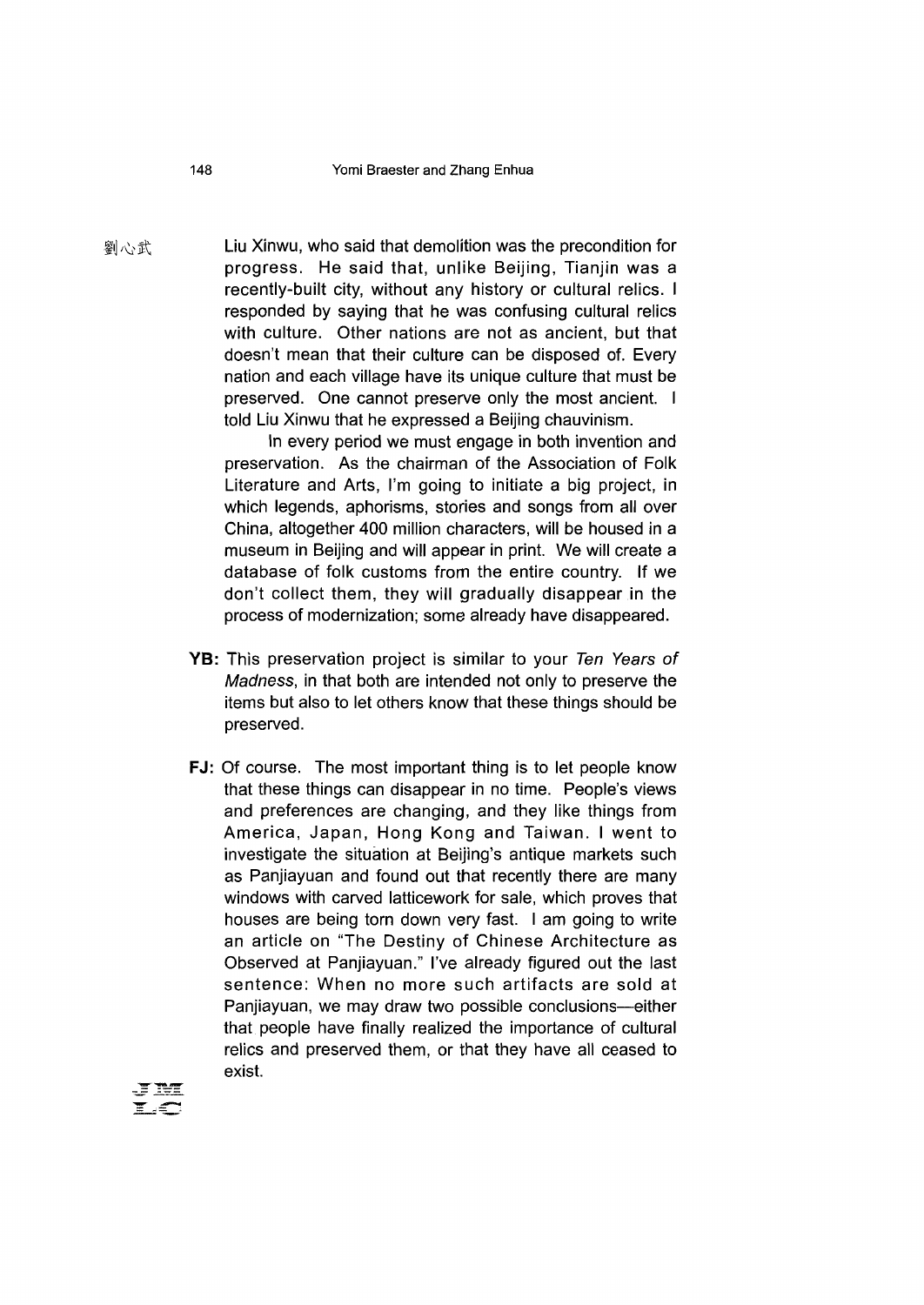劉心武 Liu Xinwu, who said that demolition was the precondition for progress. He said that, unlike Beijing, Tianjin was a recently-built city, without any history or cultural relics. I responded by saying that he was confusing cultural relics with culture. Other nations are not as ancient, but that doesn't mean that their culture can be disposed of. Every nation and each village have its unique culture that must be preserved. One cannot preserve only the most ancient. I told Liu Xinwu that he expressed a Beijing chauvinism.

In every period we must engage in both invention and preservation. As the chairman of the Association of Folk Literature and Arts, I'm going to initiate a big project, in which legends, aphorisms, stories and songs from all over China, altogether 400 million characters, will be housed in a museum in Beijing and will appear in print. We will create a database of folk customs from the entire country. If we don't collect them, they will gradually disappear in the process of modernization; some already have disappeared.

**YB:** This preservation project is similar to your *Ten Years of Madness*, in that both are intended not only to preserve the items but also to let others know that these things should be preserved.

**FJ:** Of course. The most important thing is to let people know that these things can disappear in no time. People's views and preferences are changing, and they like things from America, Japan, Hong Kong and Taiwan. I went to investigate the situation at Beijing's antique markets such as Panjiayuan and found out that recently there are many windows with carved latticework for sale, which proves that houses are being torn down very fast. I am going to write an article on "The Destiny of Chinese Architecture as Observed at Panjiayuan." I've already figured out the last sentence: When no more such artifacts are sold at Panjiayuan, we may draw two possible conclusions—either that people have finally realized the importance of cultural relics and preserved them, or that they have all ceased to exist.